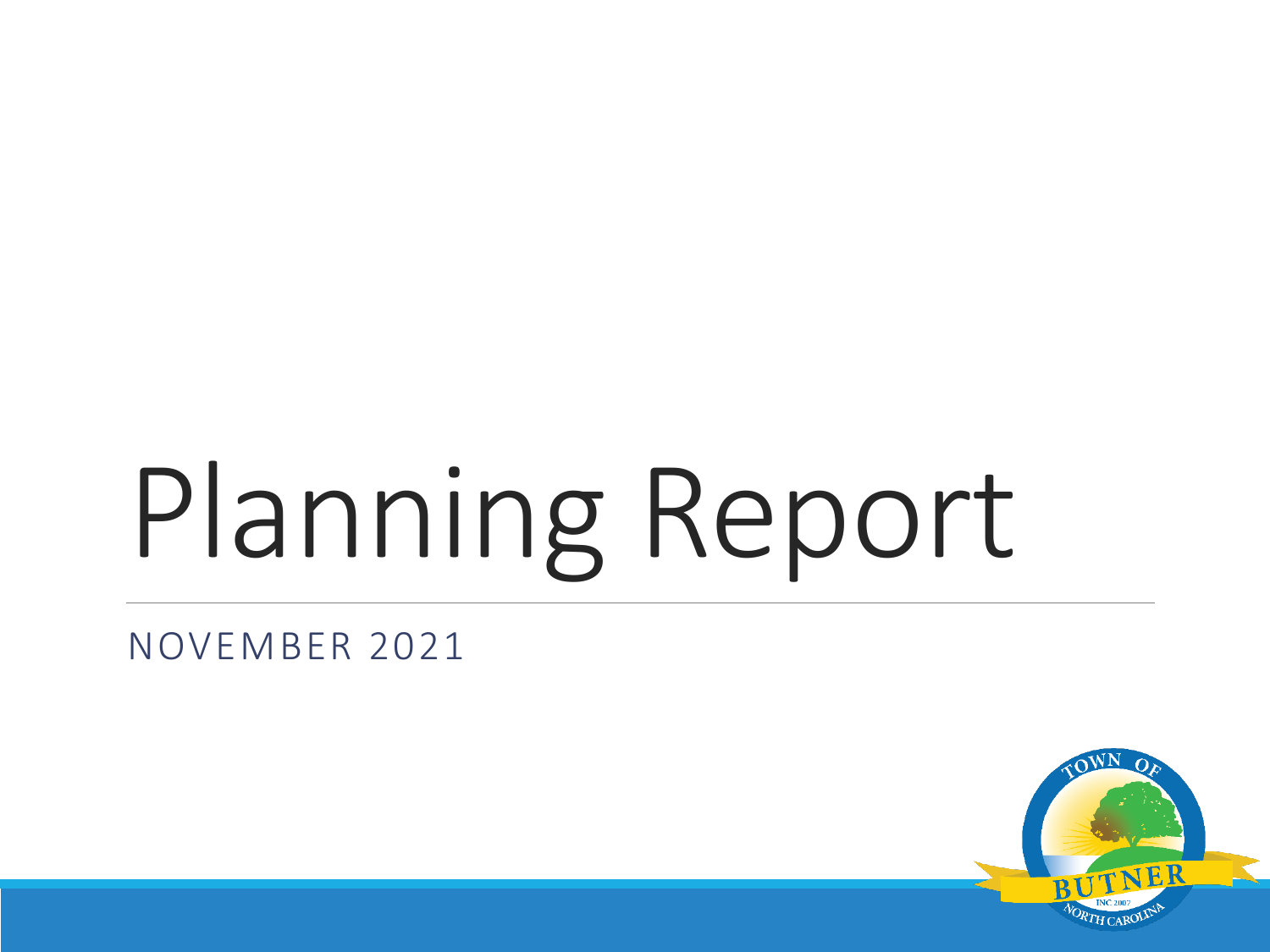# Planning Report

NOVEMBER 2021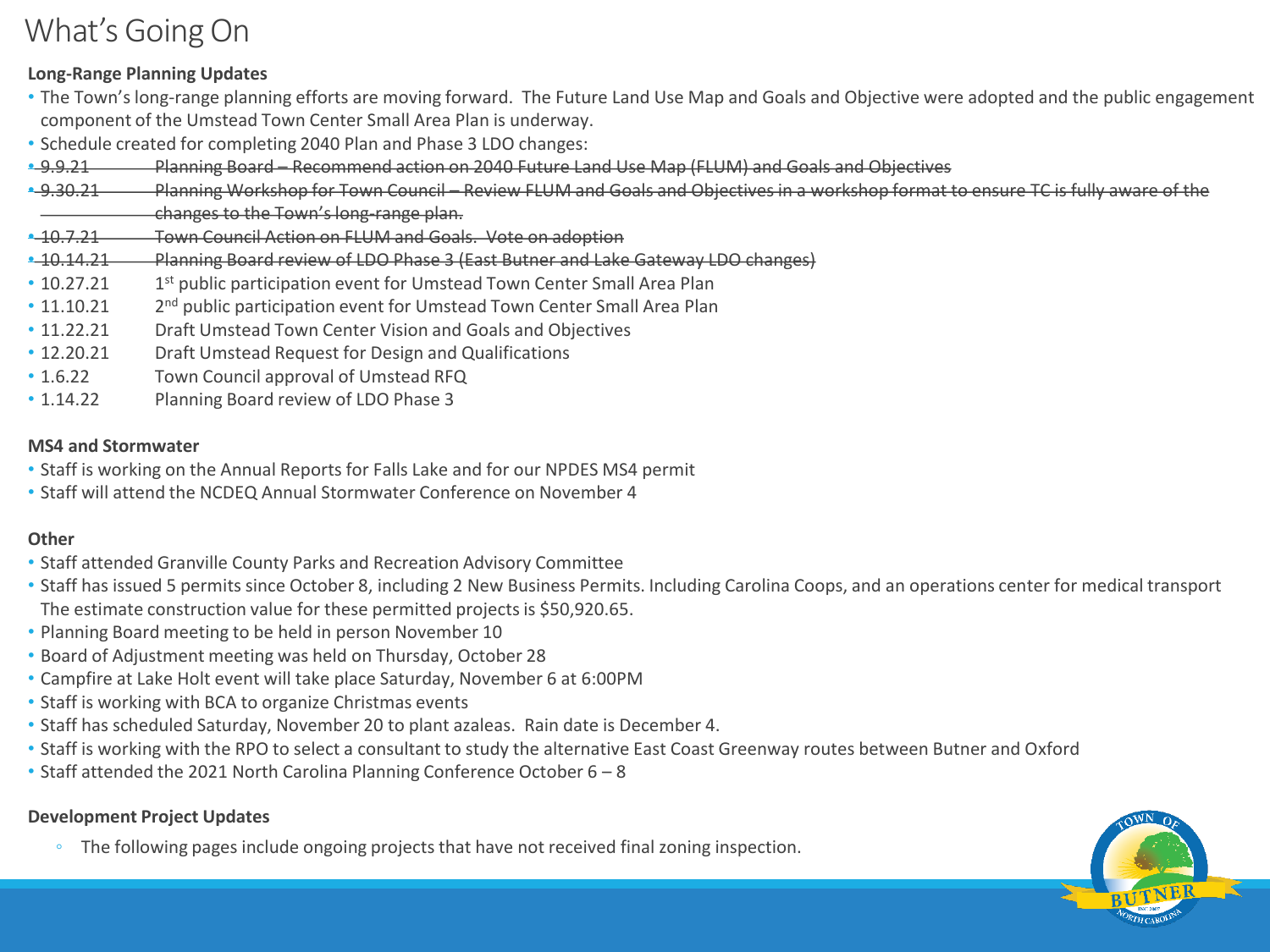# What's Going On

**Long-Range Planning Updates**

- The Town's long-range planning efforts are moving forward. The Future Land Use Map and Goals and Objective were adopted and the public engagement component of the Umstead Town Center Small Area Plan is underway.
- Schedule created for completing 2040 Plan and Phase 3 LDO changes:
- ~~9.9.21 Planning Board – Recommend action on 2040 Future Land Use Map (FLUM) and Goals and Objectives~~
- ~~9.30.21 Planning Workshop for Town Council – Review FLUM and Goals and Objectives in a workshop format to ensure TC is fully aware of the changes to the Town's long-range plan.~~
- ~~10.7.21 Town Council Action on FLUM and Goals. Vote on adoption~~
- ~~10.14.21 Planning Board review of LDO Phase 3 (East Butner and Lake Gateway LDO changes)~~
- 10.27.21 1st public participation event for Umstead Town Center Small Area Plan
- 11.10.21 2nd public participation event for Umstead Town Center Small Area Plan
- 11.22.21 Draft Umstead Town Center Vision and Goals and Objectives
- 12.20.21 Draft Umstead Request for Design and Qualifications
- 1.6.22 Town Council approval of Umstead RFQ
- 1.14.22 Planning Board review of LDO Phase 3

**MS4 and Stormwater**

- Staff is working on the Annual Reports for Falls Lake and for our NPDES MS4 permit
- Staff will attend the NCDEQ Annual Stormwater Conference on November 4

**Other**

- Staff attended Granville County Parks and Recreation Advisory Committee
- Staff has issued 5 permits since October 8, including 2 New Business Permits. Including Carolina Coops, and an operations center for medical transport The estimate construction value for these permitted projects is $50,920.65.
- Planning Board meeting to be held in person November 10
- Board of Adjustment meeting was held on Thursday, October 28
- Campfire at Lake Holt event will take place Saturday, November 6 at 6:00PM
- Staff is working with BCA to organize Christmas events
- Staff has scheduled Saturday, November 20 to plant azaleas. Rain date is December 4.
- Staff is working with the RPO to select a consultant to study the alternative East Coast Greenway routes between Butner and Oxford
- Staff attended the 2021 North Carolina Planning Conference October 6 – 8

**Development Project Updates**

- The following pages include ongoing projects that have not received final zoning inspection.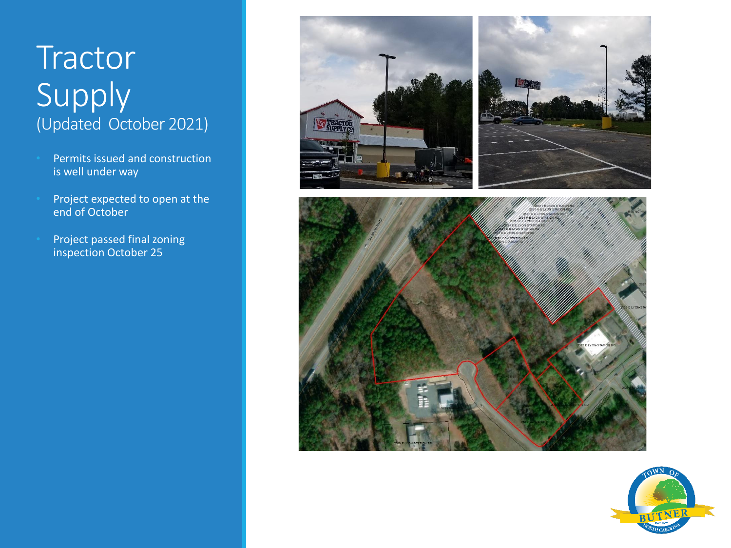# Tractor Supply
## (Updated October 2021)

- Permits issued and construction is well under way
- Project expected to open at the end of October
- Project passed final zoning inspection October 25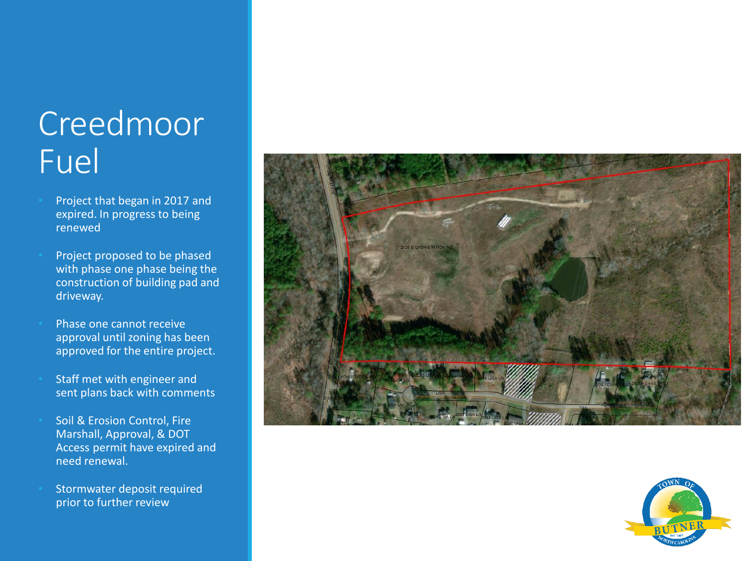# Creedmoor Fuel

- Project that began in 2017 and expired. In progress to being renewed
- Project proposed to be phased with phase one phase being the construction of building pad and driveway.
- Phase one cannot receive approval until zoning has been approved for the entire project.
- Staff met with engineer and sent plans back with comments
- Soil & Erosion Control, Fire Marshall, Approval, & DOT Access permit have expired and need renewal.
- Stormwater deposit required prior to further review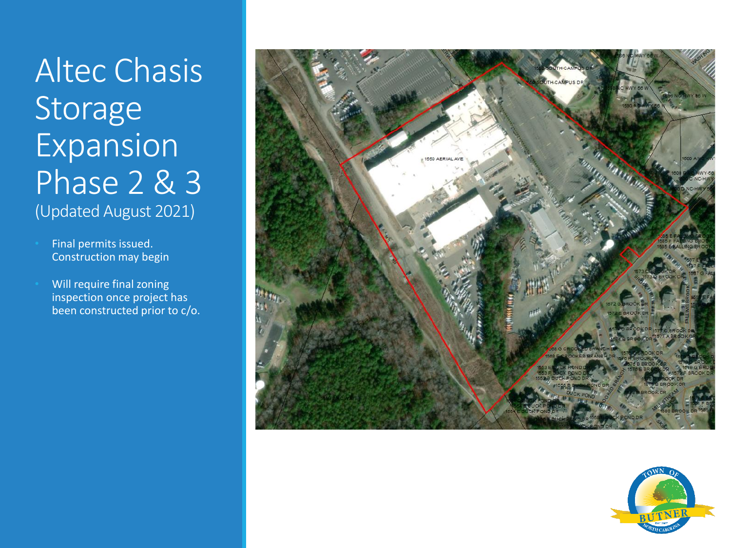# Altec Chasis Storage Expansion Phase 2 & 3

(Updated August 2021)

- Final permits issued. Construction may begin
- Will require final zoning inspection once project has been constructed prior to c/o.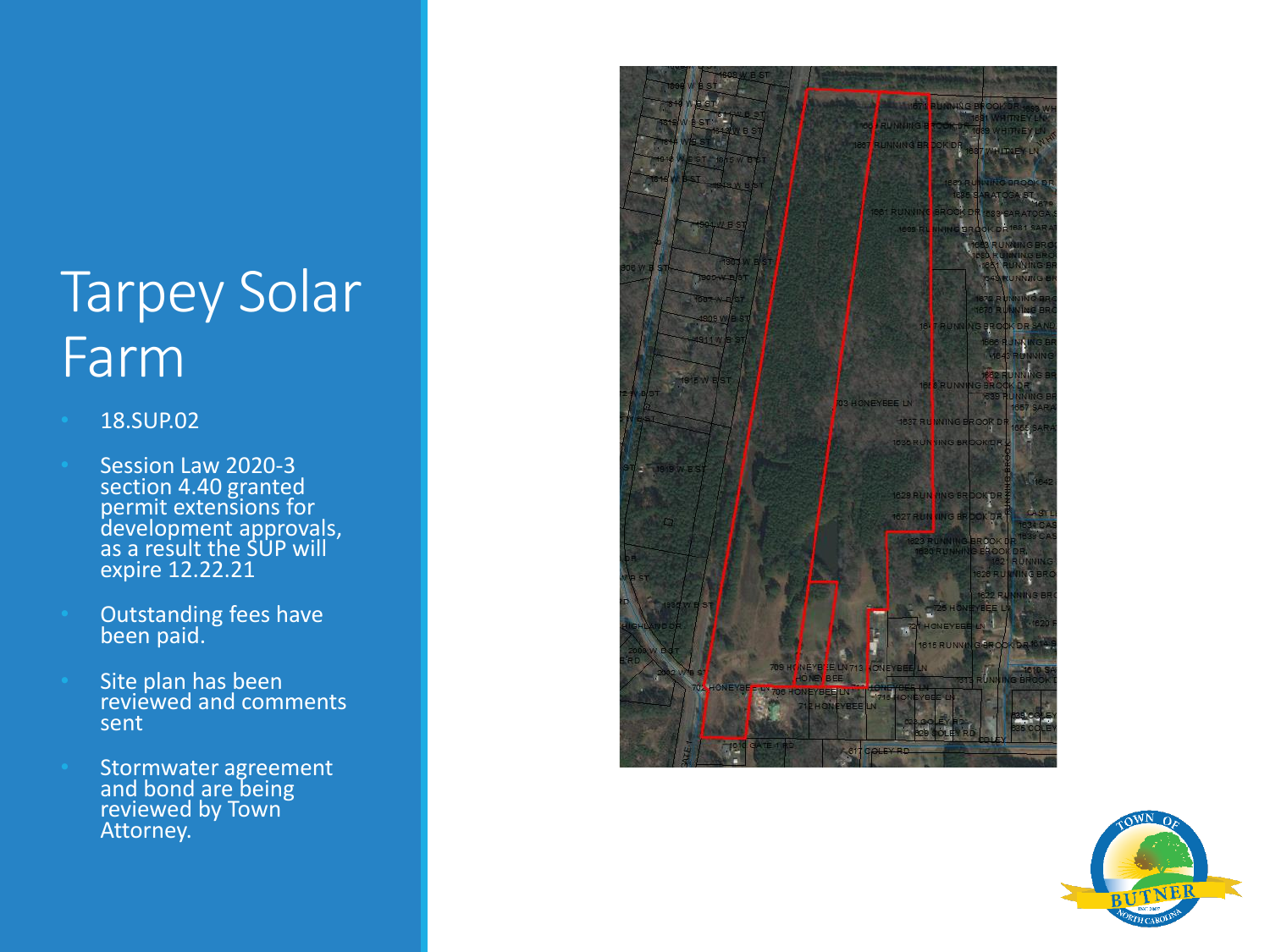# Tarpey Solar Farm

- 18.SUP.02
- Session Law 2020-3 section 4.40 granted permit extensions for development approvals, as a result the SUP will expire 12.22.21
- Outstanding fees have been paid.
- Site plan has been reviewed and comments sent
- Stormwater agreement and bond are being reviewed by Town Attorney.